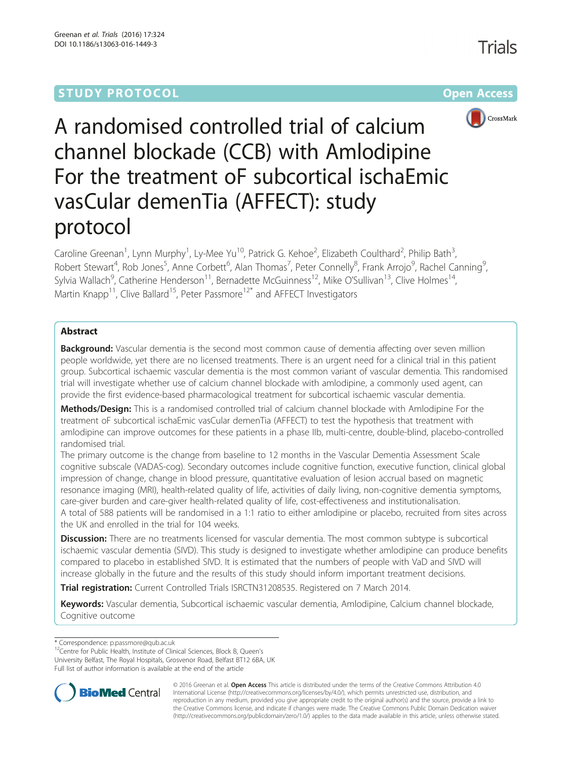STUDY PROTOCOL **Open Access**

# A randomised controlled trial of calcium channel blockade (CCB) with Amlodipine For the treatment oF subcortical ischaEmic vasCular demenTia (AFFECT): study protocol

Caroline Greenan[1], Lynn Murphy[1], Ly-Mee Yu[10], Patrick G. Kehoe[2], Elizabeth Coulthard[2], Philip Bath[3], Robert Stewart[4], Rob Jones[5], Anne Corbett[6], Alan Thomas[7], Peter Connelly[8], Frank Arrojo[9], Rachel Canning[9], Sylvia Wallach[9], Catherine Henderson[11], Bernadette McGuinness[12], Mike O'Sullivan[13], Clive Holmes[14], Martin Knapp[11], Clive Ballard[15], Peter Passmore[12*] and AFFECT Investigators

## Abstract

**Background:** Vascular dementia is the second most common cause of dementia affecting over seven million people worldwide, yet there are no licensed treatments. There is an urgent need for a clinical trial in this patient group. Subcortical ischaemic vascular dementia is the most common variant of vascular dementia. This randomised trial will investigate whether use of calcium channel blockade with amlodipine, a commonly used agent, can provide the first evidence-based pharmacological treatment for subcortical ischaemic vascular dementia.

**Methods/Design:** This is a randomised controlled trial of calcium channel blockade with Amlodipine For the treatment oF subcortical ischaEmic vasCular demenTia (AFFECT) to test the hypothesis that treatment with amlodipine can improve outcomes for these patients in a phase IIb, multi-centre, double-blind, placebo-controlled randomised trial.

The primary outcome is the change from baseline to 12 months in the Vascular Dementia Assessment Scale cognitive subscale (VADAS-cog). Secondary outcomes include cognitive function, executive function, clinical global impression of change, change in blood pressure, quantitative evaluation of lesion accrual based on magnetic resonance imaging (MRI), health-related quality of life, activities of daily living, non-cognitive dementia symptoms, care-giver burden and care-giver health-related quality of life, cost-effectiveness and institutionalisation.

A total of 588 patients will be randomised in a 1:1 ratio to either amlodipine or placebo, recruited from sites across the UK and enrolled in the trial for 104 weeks.

**Discussion:** There are no treatments licensed for vascular dementia. The most common subtype is subcortical ischaemic vascular dementia (SIVD). This study is designed to investigate whether amlodipine can produce benefits compared to placebo in established SIVD. It is estimated that the numbers of people with VaD and SIVD will increase globally in the future and the results of this study should inform important treatment decisions.

**Trial registration:** Current Controlled Trials ISRCTN31208535. Registered on 7 March 2014.

**Keywords:** Vascular dementia, Subcortical ischaemic vascular dementia, Amlodipine, Calcium channel blockade, Cognitive outcome

\* Correspondence: p.passmore@qub.ac.uk
[12]Centre for Public Health, Institute of Clinical Sciences, Block B, Queen's University Belfast, The Royal Hospitals, Grosvenor Road, Belfast BT12 6BA, UK
Full list of author information is available at the end of the article

© 2016 Greenan et al. **Open Access** This article is distributed under the terms of the Creative Commons Attribution 4.0 International License (http://creativecommons.org/licenses/by/4.0/), which permits unrestricted use, distribution, and reproduction in any medium, provided you give appropriate credit to the original author(s) and the source, provide a link to the Creative Commons license, and indicate if changes were made. The Creative Commons Public Domain Dedication waiver (http://creativecommons.org/publicdomain/zero/1.0/) applies to the data made available in this article, unless otherwise stated.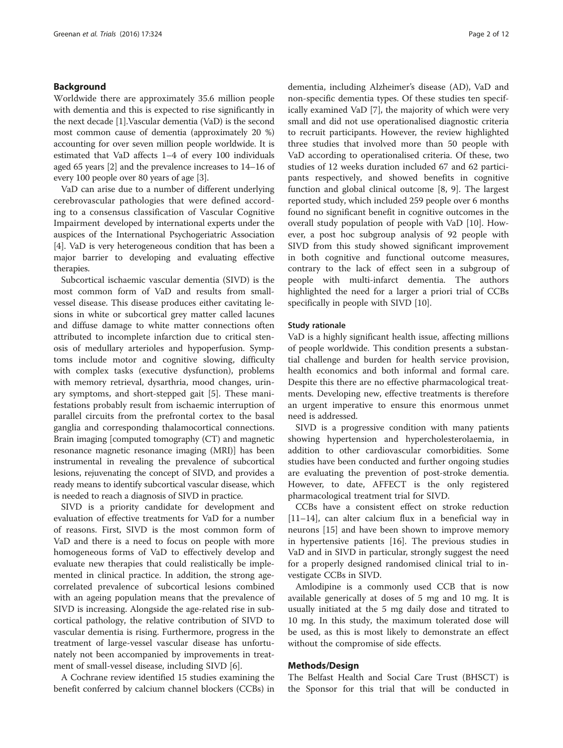## Background

Worldwide there are approximately 35.6 million people with dementia and this is expected to rise significantly in the next decade [1].Vascular dementia (VaD) is the second most common cause of dementia (approximately 20 %) accounting for over seven million people worldwide. It is estimated that VaD affects 1–4 of every 100 individuals aged 65 years [2] and the prevalence increases to 14–16 of every 100 people over 80 years of age [3].

VaD can arise due to a number of different underlying cerebrovascular pathologies that were defined according to a consensus classification of Vascular Cognitive Impairment developed by international experts under the auspices of the International Psychogeriatric Association [4]. VaD is very heterogeneous condition that has been a major barrier to developing and evaluating effective therapies.

Subcortical ischaemic vascular dementia (SIVD) is the most common form of VaD and results from small-vessel disease. This disease produces either cavitating lesions in white or subcortical grey matter called lacunes and diffuse damage to white matter connections often attributed to incomplete infarction due to critical stenosis of medullary arterioles and hypoperfusion. Symptoms include motor and cognitive slowing, difficulty with complex tasks (executive dysfunction), problems with memory retrieval, dysarthria, mood changes, urinary symptoms, and short-stepped gait [5]. These manifestations probably result from ischaemic interruption of parallel circuits from the prefrontal cortex to the basal ganglia and corresponding thalamocortical connections. Brain imaging [computed tomography (CT) and magnetic resonance magnetic resonance imaging (MRI)] has been instrumental in revealing the prevalence of subcortical lesions, rejuvenating the concept of SIVD, and provides a ready means to identify subcortical vascular disease, which is needed to reach a diagnosis of SIVD in practice.

SIVD is a priority candidate for development and evaluation of effective treatments for VaD for a number of reasons. First, SIVD is the most common form of VaD and there is a need to focus on people with more homogeneous forms of VaD to effectively develop and evaluate new therapies that could realistically be implemented in clinical practice. In addition, the strong age-correlated prevalence of subcortical lesions combined with an ageing population means that the prevalence of SIVD is increasing. Alongside the age-related rise in subcortical pathology, the relative contribution of SIVD to vascular dementia is rising. Furthermore, progress in the treatment of large-vessel vascular disease has unfortunately not been accompanied by improvements in treatment of small-vessel disease, including SIVD [6].

A Cochrane review identified 15 studies examining the benefit conferred by calcium channel blockers (CCBs) in dementia, including Alzheimer's disease (AD), VaD and non-specific dementia types. Of these studies ten specifically examined VaD [7], the majority of which were very small and did not use operationalised diagnostic criteria to recruit participants. However, the review highlighted three studies that involved more than 50 people with VaD according to operationalised criteria. Of these, two studies of 12 weeks duration included 67 and 62 participants respectively, and showed benefits in cognitive function and global clinical outcome [8, 9]. The largest reported study, which included 259 people over 6 months found no significant benefit in cognitive outcomes in the overall study population of people with VaD [10]. However, a post hoc subgroup analysis of 92 people with SIVD from this study showed significant improvement in both cognitive and functional outcome measures, contrary to the lack of effect seen in a subgroup of people with multi-infarct dementia. The authors highlighted the need for a larger a priori trial of CCBs specifically in people with SIVD [10].

### Study rationale

VaD is a highly significant health issue, affecting millions of people worldwide. This condition presents a substantial challenge and burden for health service provision, health economics and both informal and formal care. Despite this there are no effective pharmacological treatments. Developing new, effective treatments is therefore an urgent imperative to ensure this enormous unmet need is addressed.

SIVD is a progressive condition with many patients showing hypertension and hypercholesterolaemia, in addition to other cardiovascular comorbidities. Some studies have been conducted and further ongoing studies are evaluating the prevention of post-stroke dementia. However, to date, AFFECT is the only registered pharmacological treatment trial for SIVD.

CCBs have a consistent effect on stroke reduction [11–14], can alter calcium flux in a beneficial way in neurons [15] and have been shown to improve memory in hypertensive patients [16]. The previous studies in VaD and in SIVD in particular, strongly suggest the need for a properly designed randomised clinical trial to investigate CCBs in SIVD.

Amlodipine is a commonly used CCB that is now available generically at doses of 5 mg and 10 mg. It is usually initiated at the 5 mg daily dose and titrated to 10 mg. In this study, the maximum tolerated dose will be used, as this is most likely to demonstrate an effect without the compromise of side effects.

## Methods/Design

The Belfast Health and Social Care Trust (BHSCT) is the Sponsor for this trial that will be conducted in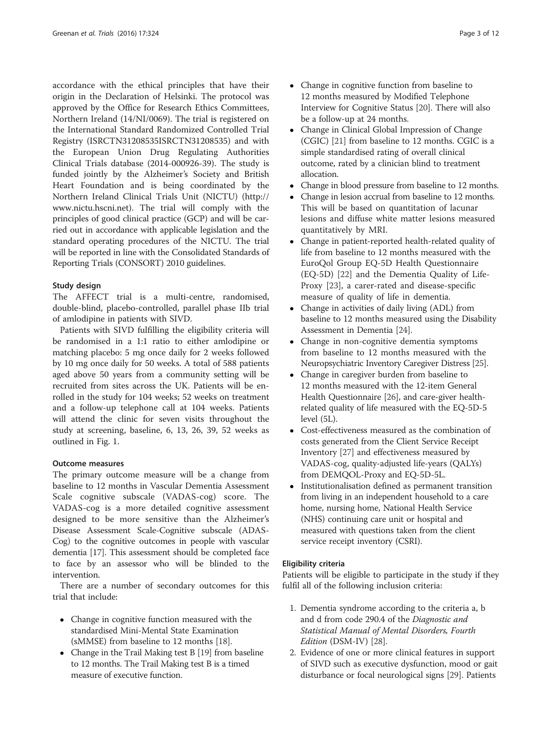accordance with the ethical principles that have their origin in the Declaration of Helsinki. The protocol was approved by the Office for Research Ethics Committees, Northern Ireland (14/NI/0069). The trial is registered on the International Standard Randomized Controlled Trial Registry (ISRCTN31208535ISRCTN31208535) and with the European Union Drug Regulating Authorities Clinical Trials database (2014-000926-39). The study is funded jointly by the Alzheimer's Society and British Heart Foundation and is being coordinated by the Northern Ireland Clinical Trials Unit (NICTU) (http://www.nictu.hscni.net). The trial will comply with the principles of good clinical practice (GCP) and will be carried out in accordance with applicable legislation and the standard operating procedures of the NICTU. The trial will be reported in line with the Consolidated Standards of Reporting Trials (CONSORT) 2010 guidelines.

### Study design

The AFFECT trial is a multi-centre, randomised, double-blind, placebo-controlled, parallel phase IIb trial of amlodipine in patients with SIVD.

Patients with SIVD fulfilling the eligibility criteria will be randomised in a 1:1 ratio to either amlodipine or matching placebo: 5 mg once daily for 2 weeks followed by 10 mg once daily for 50 weeks. A total of 588 patients aged above 50 years from a community setting will be recruited from sites across the UK. Patients will be enrolled in the study for 104 weeks; 52 weeks on treatment and a follow-up telephone call at 104 weeks. Patients will attend the clinic for seven visits throughout the study at screening, baseline, 6, 13, 26, 39, 52 weeks as outlined in Fig. 1.

### Outcome measures

The primary outcome measure will be a change from baseline to 12 months in Vascular Dementia Assessment Scale cognitive subscale (VADAS-cog) score. The VADAS-cog is a more detailed cognitive assessment designed to be more sensitive than the Alzheimer's Disease Assessment Scale-Cognitive subscale (ADAS-Cog) to the cognitive outcomes in people with vascular dementia [17]. This assessment should be completed face to face by an assessor who will be blinded to the intervention.

There are a number of secondary outcomes for this trial that include:

- Change in cognitive function measured with the standardised Mini-Mental State Examination (sMMSE) from baseline to 12 months [18].
- Change in the Trail Making test B [19] from baseline to 12 months. The Trail Making test B is a timed measure of executive function.
- Change in cognitive function from baseline to 12 months measured by Modified Telephone Interview for Cognitive Status [20]. There will also be a follow-up at 24 months.
- Change in Clinical Global Impression of Change (CGIC) [21] from baseline to 12 months. CGIC is a simple standardised rating of overall clinical outcome, rated by a clinician blind to treatment allocation.
- Change in blood pressure from baseline to 12 months.
- Change in lesion accrual from baseline to 12 months. This will be based on quantitation of lacunar lesions and diffuse white matter lesions measured quantitatively by MRI.
- Change in patient-reported health-related quality of life from baseline to 12 months measured with the EuroQol Group EQ-5D Health Questionnaire (EQ-5D) [22] and the Dementia Quality of Life-Proxy [23], a carer-rated and disease-specific measure of quality of life in dementia.
- Change in activities of daily living (ADL) from baseline to 12 months measured using the Disability Assessment in Dementia [24].
- Change in non-cognitive dementia symptoms from baseline to 12 months measured with the Neuropsychiatric Inventory Caregiver Distress [25].
- Change in caregiver burden from baseline to 12 months measured with the 12-item General Health Questionnaire [26], and care-giver health-related quality of life measured with the EQ-5D-5 level (5L).
- Cost-effectiveness measured as the combination of costs generated from the Client Service Receipt Inventory [27] and effectiveness measured by VADAS-cog, quality-adjusted life-years (QALYs) from DEMQOL-Proxy and EQ-5D-5L.
- Institutionalisation defined as permanent transition from living in an independent household to a care home, nursing home, National Health Service (NHS) continuing care unit or hospital and measured with questions taken from the client service receipt inventory (CSRI).

### Eligibility criteria

Patients will be eligible to participate in the study if they fulfil all of the following inclusion criteria:

1. Dementia syndrome according to the criteria a, b and d from code 290.4 of the *Diagnostic and Statistical Manual of Mental Disorders, Fourth Edition* (DSM-IV) [28].
2. Evidence of one or more clinical features in support of SIVD such as executive dysfunction, mood or gait disturbance or focal neurological signs [29]. Patients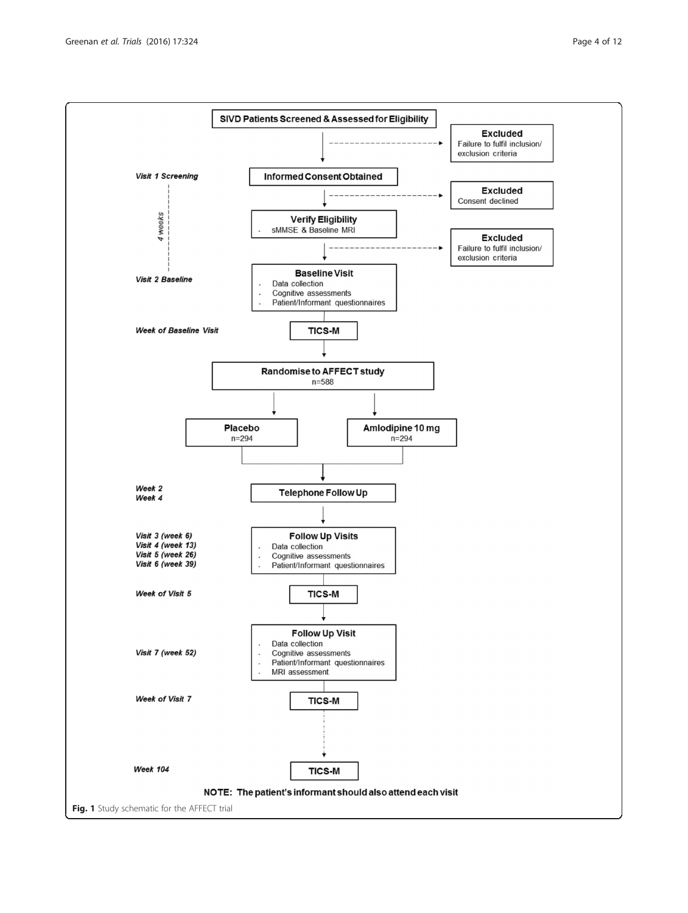SIVD Patients Screened & Assessed for Eligibility

**Excluded**
Failure to fulfil inclusion/ exclusion criteria

*Visit 1 Screening*

Informed Consent Obtained

**Excluded**
Consent declined

*4 weeks*

**Verify Eligibility**
- sMMSE & Baseline MRI

**Excluded**
Failure to fulfil inclusion/ exclusion criteria

*Visit 2 Baseline*

**Baseline Visit**
- Data collection
- Cognitive assessments
- Patient/Informant questionnaires

*Week of Baseline Visit*

TICS-M

**Randomise to AFFECT study**
n=588

**Placebo**
n=294

**Amlodipine 10 mg**
n=294

*Week 2*
*Week 4*

Telephone Follow Up

*Visit 3 (week 6)*
*Visit 4 (week 13)*
*Visit 5 (week 26)*
*Visit 6 (week 39)*

**Follow Up Visits**
- Data collection
- Cognitive assessments
- Patient/Informant questionnaires

*Week of Visit 5*

TICS-M

*Visit 7 (week 52)*

**Follow Up Visit**
- Data collection
- Cognitive assessments
- Patient/Informant questionnaires
- MRI assessment

*Week of Visit 7*

TICS-M

*Week 104*

TICS-M

**NOTE: The patient's informant should also attend each visit**

**Fig. 1** Study schematic for the AFFECT trial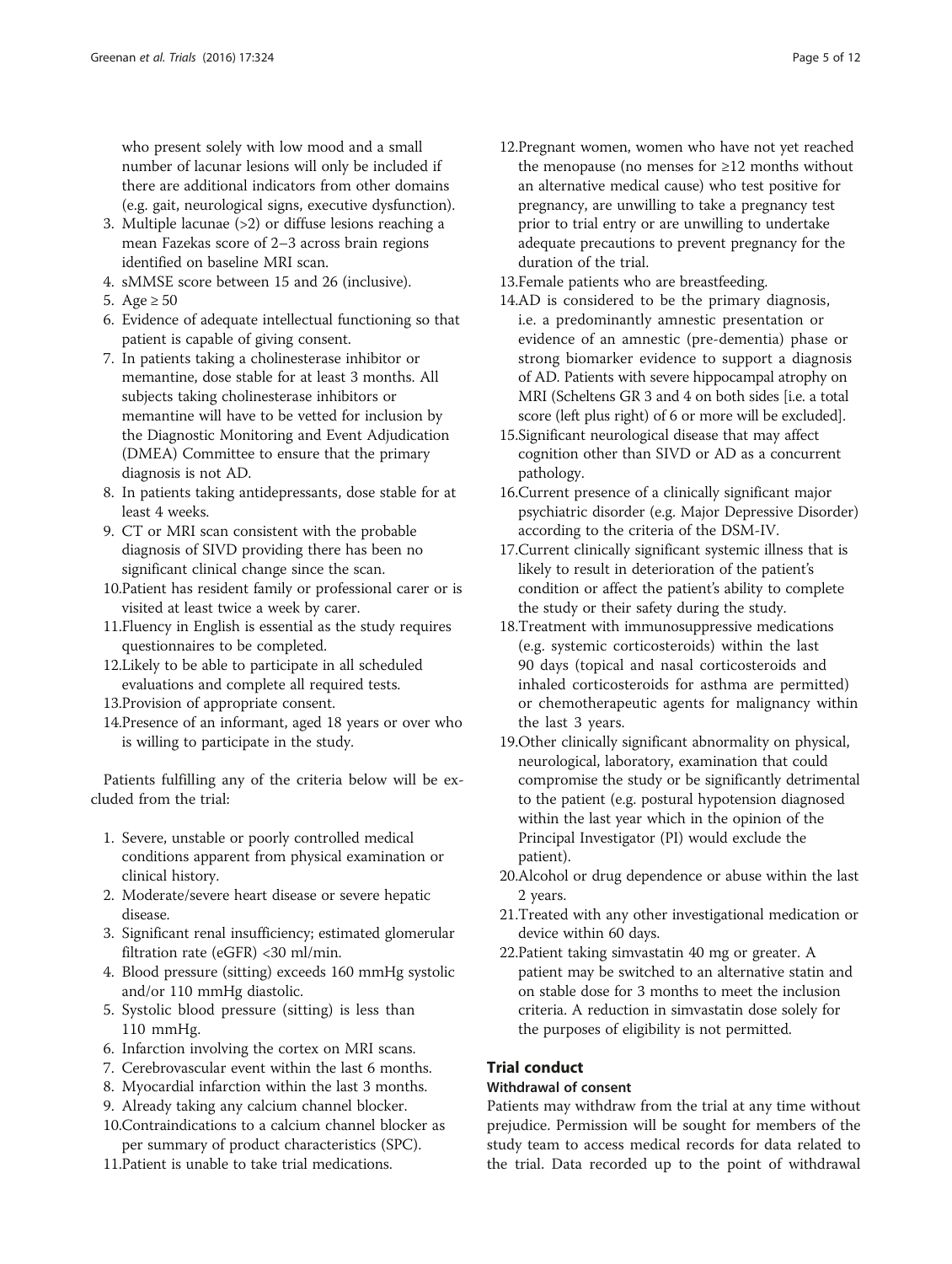who present solely with low mood and a small number of lacunar lesions will only be included if there are additional indicators from other domains (e.g. gait, neurological signs, executive dysfunction).

3. Multiple lacunae (>2) or diffuse lesions reaching a mean Fazekas score of 2–3 across brain regions identified on baseline MRI scan.
4. sMMSE score between 15 and 26 (inclusive).
5. Age ≥ 50
6. Evidence of adequate intellectual functioning so that patient is capable of giving consent.
7. In patients taking a cholinesterase inhibitor or memantine, dose stable for at least 3 months. All subjects taking cholinesterase inhibitors or memantine will have to be vetted for inclusion by the Diagnostic Monitoring and Event Adjudication (DMEA) Committee to ensure that the primary diagnosis is not AD.
8. In patients taking antidepressants, dose stable for at least 4 weeks.
9. CT or MRI scan consistent with the probable diagnosis of SIVD providing there has been no significant clinical change since the scan.
10. Patient has resident family or professional carer or is visited at least twice a week by carer.
11. Fluency in English is essential as the study requires questionnaires to be completed.
12. Likely to be able to participate in all scheduled evaluations and complete all required tests.
13. Provision of appropriate consent.
14. Presence of an informant, aged 18 years or over who is willing to participate in the study.

Patients fulfilling any of the criteria below will be excluded from the trial:

1. Severe, unstable or poorly controlled medical conditions apparent from physical examination or clinical history.
2. Moderate/severe heart disease or severe hepatic disease.
3. Significant renal insufficiency; estimated glomerular filtration rate (eGFR) <30 ml/min.
4. Blood pressure (sitting) exceeds 160 mmHg systolic and/or 110 mmHg diastolic.
5. Systolic blood pressure (sitting) is less than 110 mmHg.
6. Infarction involving the cortex on MRI scans.
7. Cerebrovascular event within the last 6 months.
8. Myocardial infarction within the last 3 months.
9. Already taking any calcium channel blocker.
10. Contraindications to a calcium channel blocker as per summary of product characteristics (SPC).
11. Patient is unable to take trial medications.
12. Pregnant women, women who have not yet reached the menopause (no menses for ≥12 months without an alternative medical cause) who test positive for pregnancy, are unwilling to take a pregnancy test prior to trial entry or are unwilling to undertake adequate precautions to prevent pregnancy for the duration of the trial.
13. Female patients who are breastfeeding.
14. AD is considered to be the primary diagnosis, i.e. a predominantly amnestic presentation or evidence of an amnestic (pre-dementia) phase or strong biomarker evidence to support a diagnosis of AD. Patients with severe hippocampal atrophy on MRI (Scheltens GR 3 and 4 on both sides [i.e. a total score (left plus right) of 6 or more will be excluded].
15. Significant neurological disease that may affect cognition other than SIVD or AD as a concurrent pathology.
16. Current presence of a clinically significant major psychiatric disorder (e.g. Major Depressive Disorder) according to the criteria of the DSM-IV.
17. Current clinically significant systemic illness that is likely to result in deterioration of the patient's condition or affect the patient's ability to complete the study or their safety during the study.
18. Treatment with immunosuppressive medications (e.g. systemic corticosteroids) within the last 90 days (topical and nasal corticosteroids and inhaled corticosteroids for asthma are permitted) or chemotherapeutic agents for malignancy within the last 3 years.
19. Other clinically significant abnormality on physical, neurological, laboratory, examination that could compromise the study or be significantly detrimental to the patient (e.g. postural hypotension diagnosed within the last year which in the opinion of the Principal Investigator (PI) would exclude the patient).
20. Alcohol or drug dependence or abuse within the last 2 years.
21. Treated with any other investigational medication or device within 60 days.
22. Patient taking simvastatin 40 mg or greater. A patient may be switched to an alternative statin and on stable dose for 3 months to meet the inclusion criteria. A reduction in simvastatin dose solely for the purposes of eligibility is not permitted.

## Trial conduct

### Withdrawal of consent

Patients may withdraw from the trial at any time without prejudice. Permission will be sought for members of the study team to access medical records for data related to the trial. Data recorded up to the point of withdrawal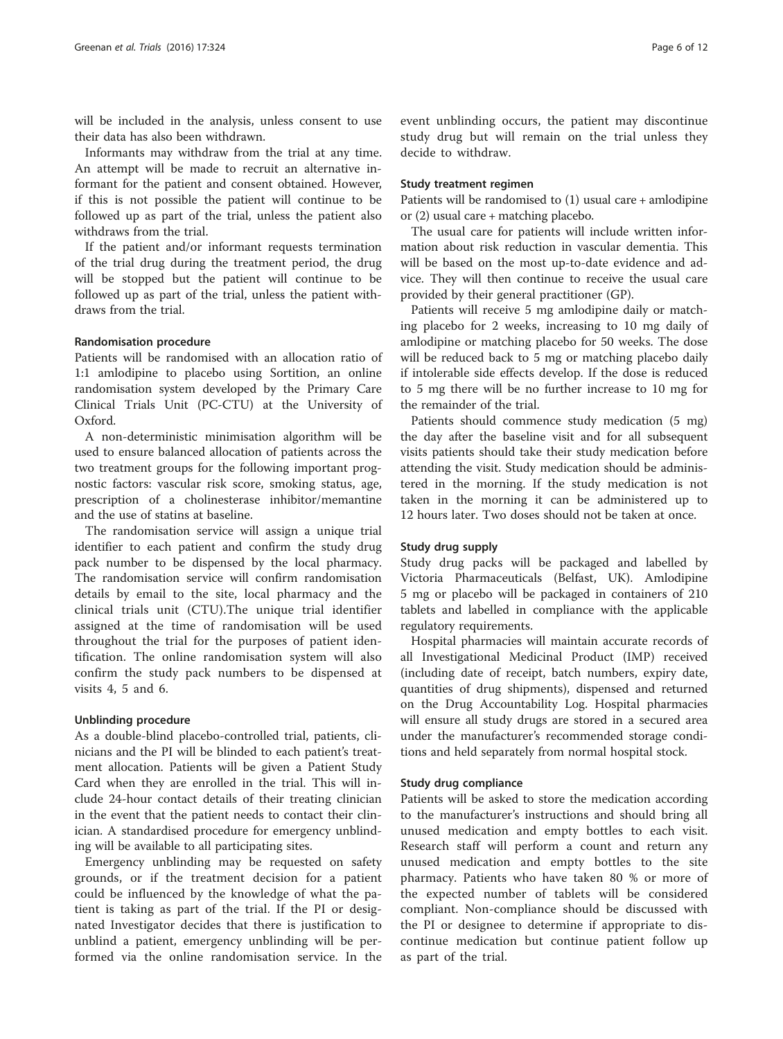will be included in the analysis, unless consent to use their data has also been withdrawn.

Informants may withdraw from the trial at any time. An attempt will be made to recruit an alternative informant for the patient and consent obtained. However, if this is not possible the patient will continue to be followed up as part of the trial, unless the patient also withdraws from the trial.

If the patient and/or informant requests termination of the trial drug during the treatment period, the drug will be stopped but the patient will continue to be followed up as part of the trial, unless the patient withdraws from the trial.

#### Randomisation procedure

Patients will be randomised with an allocation ratio of 1:1 amlodipine to placebo using Sortition, an online randomisation system developed by the Primary Care Clinical Trials Unit (PC-CTU) at the University of Oxford.

A non-deterministic minimisation algorithm will be used to ensure balanced allocation of patients across the two treatment groups for the following important prognostic factors: vascular risk score, smoking status, age, prescription of a cholinesterase inhibitor/memantine and the use of statins at baseline.

The randomisation service will assign a unique trial identifier to each patient and confirm the study drug pack number to be dispensed by the local pharmacy. The randomisation service will confirm randomisation details by email to the site, local pharmacy and the clinical trials unit (CTU).The unique trial identifier assigned at the time of randomisation will be used throughout the trial for the purposes of patient identification. The online randomisation system will also confirm the study pack numbers to be dispensed at visits 4, 5 and 6.

#### Unblinding procedure

As a double-blind placebo-controlled trial, patients, clinicians and the PI will be blinded to each patient's treatment allocation. Patients will be given a Patient Study Card when they are enrolled in the trial. This will include 24-hour contact details of their treating clinician in the event that the patient needs to contact their clinician. A standardised procedure for emergency unblinding will be available to all participating sites.

Emergency unblinding may be requested on safety grounds, or if the treatment decision for a patient could be influenced by the knowledge of what the patient is taking as part of the trial. If the PI or designated Investigator decides that there is justification to unblind a patient, emergency unblinding will be performed via the online randomisation service. In the event unblinding occurs, the patient may discontinue study drug but will remain on the trial unless they decide to withdraw.

#### Study treatment regimen

Patients will be randomised to (1) usual care + amlodipine or (2) usual care + matching placebo.

The usual care for patients will include written information about risk reduction in vascular dementia. This will be based on the most up-to-date evidence and advice. They will then continue to receive the usual care provided by their general practitioner (GP).

Patients will receive 5 mg amlodipine daily or matching placebo for 2 weeks, increasing to 10 mg daily of amlodipine or matching placebo for 50 weeks. The dose will be reduced back to 5 mg or matching placebo daily if intolerable side effects develop. If the dose is reduced to 5 mg there will be no further increase to 10 mg for the remainder of the trial.

Patients should commence study medication (5 mg) the day after the baseline visit and for all subsequent visits patients should take their study medication before attending the visit. Study medication should be administered in the morning. If the study medication is not taken in the morning it can be administered up to 12 hours later. Two doses should not be taken at once.

#### Study drug supply

Study drug packs will be packaged and labelled by Victoria Pharmaceuticals (Belfast, UK). Amlodipine 5 mg or placebo will be packaged in containers of 210 tablets and labelled in compliance with the applicable regulatory requirements.

Hospital pharmacies will maintain accurate records of all Investigational Medicinal Product (IMP) received (including date of receipt, batch numbers, expiry date, quantities of drug shipments), dispensed and returned on the Drug Accountability Log. Hospital pharmacies will ensure all study drugs are stored in a secured area under the manufacturer's recommended storage conditions and held separately from normal hospital stock.

#### Study drug compliance

Patients will be asked to store the medication according to the manufacturer's instructions and should bring all unused medication and empty bottles to each visit. Research staff will perform a count and return any unused medication and empty bottles to the site pharmacy. Patients who have taken 80 % or more of the expected number of tablets will be considered compliant. Non-compliance should be discussed with the PI or designee to determine if appropriate to discontinue medication but continue patient follow up as part of the trial.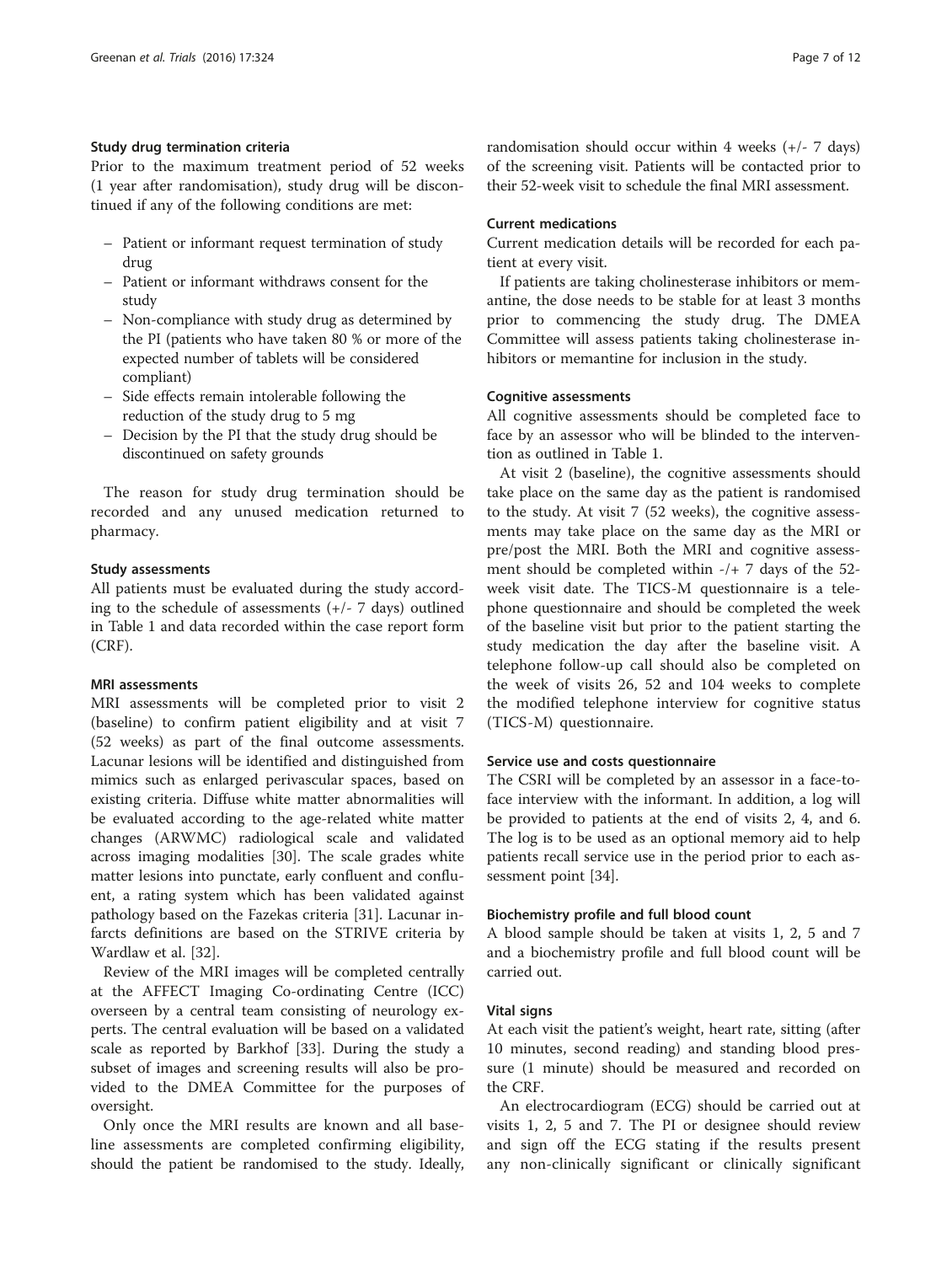#### Study drug termination criteria

Prior to the maximum treatment period of 52 weeks (1 year after randomisation), study drug will be discontinued if any of the following conditions are met:

- Patient or informant request termination of study drug
- Patient or informant withdraws consent for the study
- Non-compliance with study drug as determined by the PI (patients who have taken 80 % or more of the expected number of tablets will be considered compliant)
- Side effects remain intolerable following the reduction of the study drug to 5 mg
- Decision by the PI that the study drug should be discontinued on safety grounds

The reason for study drug termination should be recorded and any unused medication returned to pharmacy.

#### Study assessments

All patients must be evaluated during the study according to the schedule of assessments (+/- 7 days) outlined in Table 1 and data recorded within the case report form (CRF).

#### MRI assessments

MRI assessments will be completed prior to visit 2 (baseline) to confirm patient eligibility and at visit 7 (52 weeks) as part of the final outcome assessments. Lacunar lesions will be identified and distinguished from mimics such as enlarged perivascular spaces, based on existing criteria. Diffuse white matter abnormalities will be evaluated according to the age-related white matter changes (ARWMC) radiological scale and validated across imaging modalities [30]. The scale grades white matter lesions into punctate, early confluent and confluent, a rating system which has been validated against pathology based on the Fazekas criteria [31]. Lacunar infarcts definitions are based on the STRIVE criteria by Wardlaw et al. [32].

Review of the MRI images will be completed centrally at the AFFECT Imaging Co-ordinating Centre (ICC) overseen by a central team consisting of neurology experts. The central evaluation will be based on a validated scale as reported by Barkhof [33]. During the study a subset of images and screening results will also be provided to the DMEA Committee for the purposes of oversight.

Only once the MRI results are known and all baseline assessments are completed confirming eligibility, should the patient be randomised to the study. Ideally, randomisation should occur within 4 weeks (+/- 7 days) of the screening visit. Patients will be contacted prior to their 52-week visit to schedule the final MRI assessment.

#### Current medications

Current medication details will be recorded for each patient at every visit.

If patients are taking cholinesterase inhibitors or memantine, the dose needs to be stable for at least 3 months prior to commencing the study drug. The DMEA Committee will assess patients taking cholinesterase inhibitors or memantine for inclusion in the study.

#### Cognitive assessments

All cognitive assessments should be completed face to face by an assessor who will be blinded to the intervention as outlined in Table 1.

At visit 2 (baseline), the cognitive assessments should take place on the same day as the patient is randomised to the study. At visit 7 (52 weeks), the cognitive assessments may take place on the same day as the MRI or pre/post the MRI. Both the MRI and cognitive assessment should be completed within -/+ 7 days of the 52-week visit date. The TICS-M questionnaire is a telephone questionnaire and should be completed the week of the baseline visit but prior to the patient starting the study medication the day after the baseline visit. A telephone follow-up call should also be completed on the week of visits 26, 52 and 104 weeks to complete the modified telephone interview for cognitive status (TICS-M) questionnaire.

#### Service use and costs questionnaire

The CSRI will be completed by an assessor in a face-to-face interview with the informant. In addition, a log will be provided to patients at the end of visits 2, 4, and 6. The log is to be used as an optional memory aid to help patients recall service use in the period prior to each assessment point [34].

#### Biochemistry profile and full blood count

A blood sample should be taken at visits 1, 2, 5 and 7 and a biochemistry profile and full blood count will be carried out.

#### Vital signs

At each visit the patient's weight, heart rate, sitting (after 10 minutes, second reading) and standing blood pressure (1 minute) should be measured and recorded on the CRF.

An electrocardiogram (ECG) should be carried out at visits 1, 2, 5 and 7. The PI or designee should review and sign off the ECG stating if the results present any non-clinically significant or clinically significant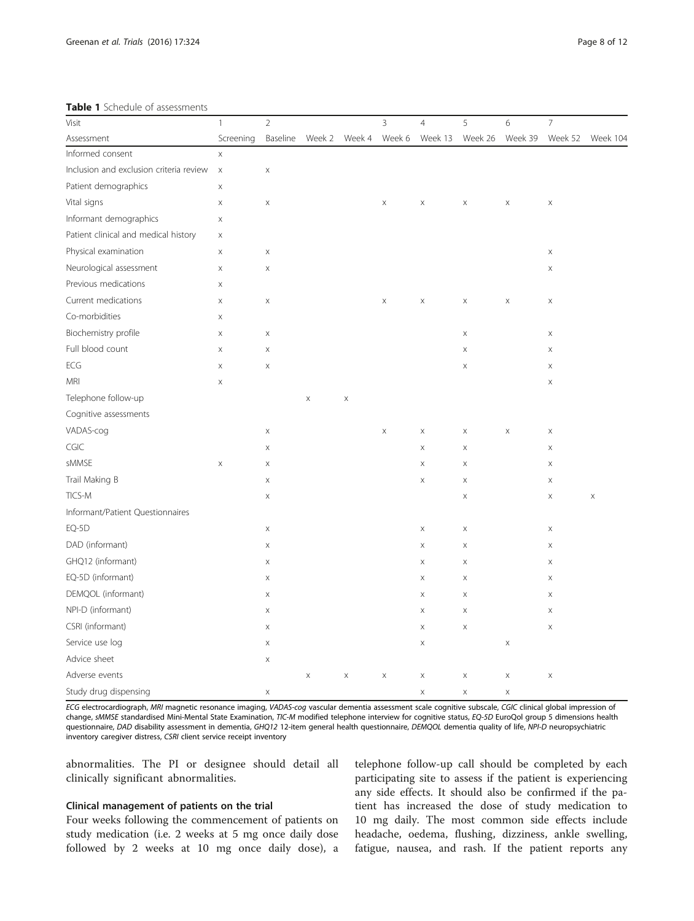**Table 1** Schedule of assessments

| Visit | 1 | 2 | | | 3 | 4 | 5 | 6 | 7 | |
|---|---|---|---|---|---|---|---|---|---|---|
| Assessment | Screening | Baseline | Week 2 | Week 4 | Week 6 | Week 13 | Week 26 | Week 39 | Week 52 | Week 104 |
| Informed consent | x | | | | | | | | | |
| Inclusion and exclusion criteria review | x | x | | | | | | | | |
| Patient demographics | x | | | | | | | | | |
| Vital signs | x | x | | | x | x | x | x | x | |
| Informant demographics | x | | | | | | | | | |
| Patient clinical and medical history | x | | | | | | | | | |
| Physical examination | x | x | | | | | | | x | |
| Neurological assessment | x | x | | | | | | | x | |
| Previous medications | x | | | | | | | | | |
| Current medications | x | x | | | x | x | x | x | x | |
| Co-morbidities | x | | | | | | | | | |
| Biochemistry profile | x | x | | | | | x | | x | |
| Full blood count | x | x | | | | | x | | x | |
| ECG | x | x | | | | | x | | x | |
| MRI | x | | | | | | | | x | |
| Telephone follow-up | | | x | x | | | | | | |
| Cognitive assessments | | | | | | | | | | |
| VADAS-cog | | x | | | x | x | x | x | x | |
| CGIC | | x | | | | x | x | | x | |
| sMMSE | x | x | | | | x | x | | x | |
| Trail Making B | | x | | | | x | x | | x | |
| TICS-M | | x | | | | | x | | x | x |
| Informant/Patient Questionnaires | | | | | | | | | | |
| EQ-5D | | x | | | | x | x | | x | |
| DAD (informant) | | x | | | | x | x | | x | |
| GHQ12 (informant) | | x | | | | x | x | | x | |
| EQ-5D (informant) | | x | | | | x | x | | x | |
| DEMQOL (informant) | | x | | | | x | x | | x | |
| NPI-D (informant) | | x | | | | x | x | | x | |
| CSRI (informant) | | x | | | | x | x | | x | |
| Service use log | | x | | | | x | | x | | |
| Advice sheet | | x | | | | | | | | |
| Adverse events | | | x | x | x | x | x | x | x | |
| Study drug dispensing | | x | | | | x | x | x | | |

*ECG* electrocardiograph, *MRI* magnetic resonance imaging, *VADAS-cog* vascular dementia assessment scale cognitive subscale, *CGIC* clinical global impression of change, *sMMSE* standardised Mini-Mental State Examination, *TIC-M* modified telephone interview for cognitive status, *EQ-5D* EuroQol group 5 dimensions health questionnaire, *DAD* disability assessment in dementia, *GHQ12* 12-item general health questionnaire, *DEMQOL* dementia quality of life, *NPI-D* neuropsychiatric inventory caregiver distress, *CSRI* client service receipt inventory

abnormalities. The PI or designee should detail all clinically significant abnormalities.

#### Clinical management of patients on the trial

Four weeks following the commencement of patients on study medication (i.e. 2 weeks at 5 mg once daily dose followed by 2 weeks at 10 mg once daily dose), a telephone follow-up call should be completed by each participating site to assess if the patient is experiencing any side effects. It should also be confirmed if the patient has increased the dose of study medication to 10 mg daily. The most common side effects include headache, oedema, flushing, dizziness, ankle swelling, fatigue, nausea, and rash. If the patient reports any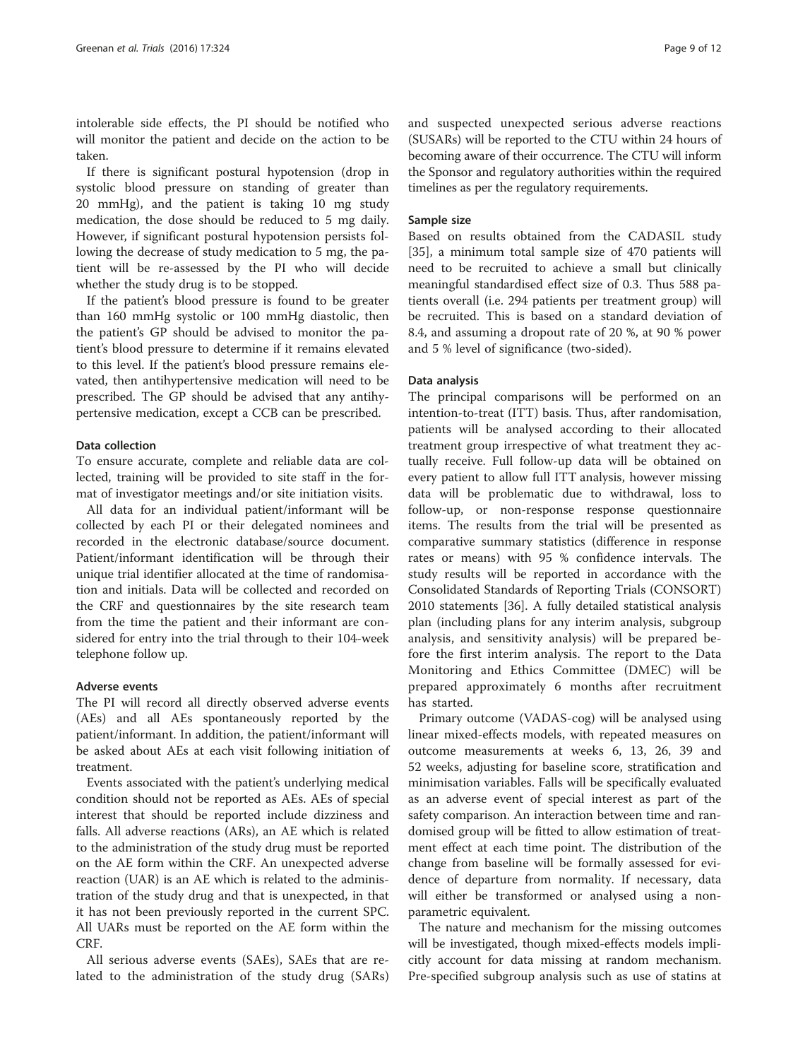intolerable side effects, the PI should be notified who will monitor the patient and decide on the action to be taken.

If there is significant postural hypotension (drop in systolic blood pressure on standing of greater than 20 mmHg), and the patient is taking 10 mg study medication, the dose should be reduced to 5 mg daily. However, if significant postural hypotension persists following the decrease of study medication to 5 mg, the patient will be re-assessed by the PI who will decide whether the study drug is to be stopped.

If the patient's blood pressure is found to be greater than 160 mmHg systolic or 100 mmHg diastolic, then the patient's GP should be advised to monitor the patient's blood pressure to determine if it remains elevated to this level. If the patient's blood pressure remains elevated, then antihypertensive medication will need to be prescribed. The GP should be advised that any antihypertensive medication, except a CCB can be prescribed.

#### Data collection

To ensure accurate, complete and reliable data are collected, training will be provided to site staff in the format of investigator meetings and/or site initiation visits.

All data for an individual patient/informant will be collected by each PI or their delegated nominees and recorded in the electronic database/source document. Patient/informant identification will be through their unique trial identifier allocated at the time of randomisation and initials. Data will be collected and recorded on the CRF and questionnaires by the site research team from the time the patient and their informant are considered for entry into the trial through to their 104-week telephone follow up.

#### Adverse events

The PI will record all directly observed adverse events (AEs) and all AEs spontaneously reported by the patient/informant. In addition, the patient/informant will be asked about AEs at each visit following initiation of treatment.

Events associated with the patient's underlying medical condition should not be reported as AEs. AEs of special interest that should be reported include dizziness and falls. All adverse reactions (ARs), an AE which is related to the administration of the study drug must be reported on the AE form within the CRF. An unexpected adverse reaction (UAR) is an AE which is related to the administration of the study drug and that is unexpected, in that it has not been previously reported in the current SPC. All UARs must be reported on the AE form within the CRF.

All serious adverse events (SAEs), SAEs that are related to the administration of the study drug (SARs) and suspected unexpected serious adverse reactions (SUSARs) will be reported to the CTU within 24 hours of becoming aware of their occurrence. The CTU will inform the Sponsor and regulatory authorities within the required timelines as per the regulatory requirements.

#### Sample size

Based on results obtained from the CADASIL study [35], a minimum total sample size of 470 patients will need to be recruited to achieve a small but clinically meaningful standardised effect size of 0.3. Thus 588 patients overall (i.e. 294 patients per treatment group) will be recruited. This is based on a standard deviation of 8.4, and assuming a dropout rate of 20 %, at 90 % power and 5 % level of significance (two-sided).

#### Data analysis

The principal comparisons will be performed on an intention-to-treat (ITT) basis. Thus, after randomisation, patients will be analysed according to their allocated treatment group irrespective of what treatment they actually receive. Full follow-up data will be obtained on every patient to allow full ITT analysis, however missing data will be problematic due to withdrawal, loss to follow-up, or non-response response questionnaire items. The results from the trial will be presented as comparative summary statistics (difference in response rates or means) with 95 % confidence intervals. The study results will be reported in accordance with the Consolidated Standards of Reporting Trials (CONSORT) 2010 statements [36]. A fully detailed statistical analysis plan (including plans for any interim analysis, subgroup analysis, and sensitivity analysis) will be prepared before the first interim analysis. The report to the Data Monitoring and Ethics Committee (DMEC) will be prepared approximately 6 months after recruitment has started.

Primary outcome (VADAS-cog) will be analysed using linear mixed-effects models, with repeated measures on outcome measurements at weeks 6, 13, 26, 39 and 52 weeks, adjusting for baseline score, stratification and minimisation variables. Falls will be specifically evaluated as an adverse event of special interest as part of the safety comparison. An interaction between time and randomised group will be fitted to allow estimation of treatment effect at each time point. The distribution of the change from baseline will be formally assessed for evidence of departure from normality. If necessary, data will either be transformed or analysed using a nonparametric equivalent.

The nature and mechanism for the missing outcomes will be investigated, though mixed-effects models implicitly account for data missing at random mechanism. Pre-specified subgroup analysis such as use of statins at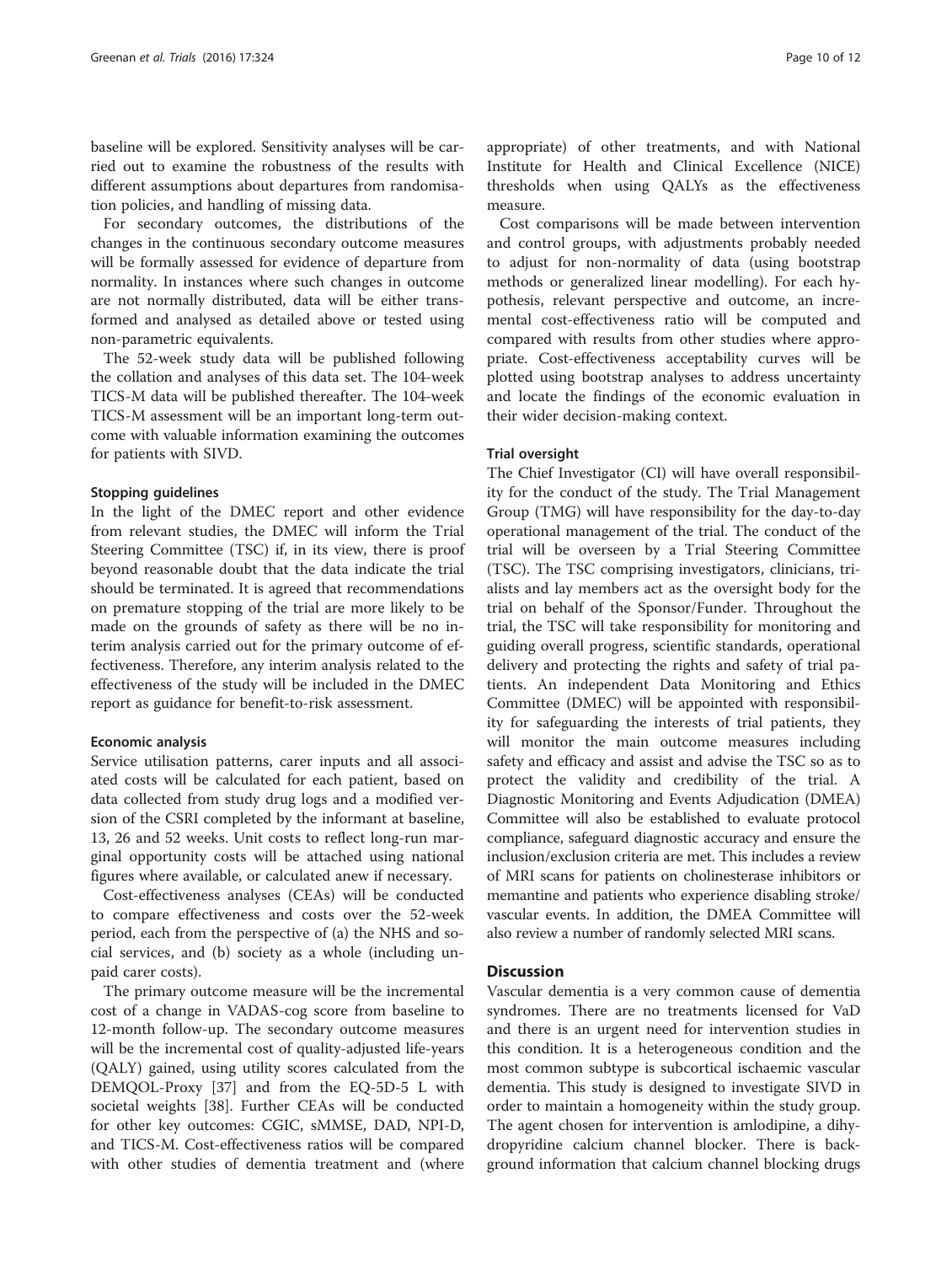baseline will be explored. Sensitivity analyses will be carried out to examine the robustness of the results with different assumptions about departures from randomisation policies, and handling of missing data.

For secondary outcomes, the distributions of the changes in the continuous secondary outcome measures will be formally assessed for evidence of departure from normality. In instances where such changes in outcome are not normally distributed, data will be either transformed and analysed as detailed above or tested using non-parametric equivalents.

The 52-week study data will be published following the collation and analyses of this data set. The 104-week TICS-M data will be published thereafter. The 104-week TICS-M assessment will be an important long-term outcome with valuable information examining the outcomes for patients with SIVD.

#### Stopping guidelines

In the light of the DMEC report and other evidence from relevant studies, the DMEC will inform the Trial Steering Committee (TSC) if, in its view, there is proof beyond reasonable doubt that the data indicate the trial should be terminated. It is agreed that recommendations on premature stopping of the trial are more likely to be made on the grounds of safety as there will be no interim analysis carried out for the primary outcome of effectiveness. Therefore, any interim analysis related to the effectiveness of the study will be included in the DMEC report as guidance for benefit-to-risk assessment.

#### Economic analysis

Service utilisation patterns, carer inputs and all associated costs will be calculated for each patient, based on data collected from study drug logs and a modified version of the CSRI completed by the informant at baseline, 13, 26 and 52 weeks. Unit costs to reflect long-run marginal opportunity costs will be attached using national figures where available, or calculated anew if necessary.

Cost-effectiveness analyses (CEAs) will be conducted to compare effectiveness and costs over the 52-week period, each from the perspective of (a) the NHS and social services, and (b) society as a whole (including unpaid carer costs).

The primary outcome measure will be the incremental cost of a change in VADAS-cog score from baseline to 12-month follow-up. The secondary outcome measures will be the incremental cost of quality-adjusted life-years (QALY) gained, using utility scores calculated from the DEMQOL-Proxy [37] and from the EQ-5D-5 L with societal weights [38]. Further CEAs will be conducted for other key outcomes: CGIC, sMMSE, DAD, NPI-D, and TICS-M. Cost-effectiveness ratios will be compared with other studies of dementia treatment and (where appropriate) of other treatments, and with National Institute for Health and Clinical Excellence (NICE) thresholds when using QALYs as the effectiveness measure.

Cost comparisons will be made between intervention and control groups, with adjustments probably needed to adjust for non-normality of data (using bootstrap methods or generalized linear modelling). For each hypothesis, relevant perspective and outcome, an incremental cost-effectiveness ratio will be computed and compared with results from other studies where appropriate. Cost-effectiveness acceptability curves will be plotted using bootstrap analyses to address uncertainty and locate the findings of the economic evaluation in their wider decision-making context.

#### Trial oversight

The Chief Investigator (CI) will have overall responsibility for the conduct of the study. The Trial Management Group (TMG) will have responsibility for the day-to-day operational management of the trial. The conduct of the trial will be overseen by a Trial Steering Committee (TSC). The TSC comprising investigators, clinicians, trialists and lay members act as the oversight body for the trial on behalf of the Sponsor/Funder. Throughout the trial, the TSC will take responsibility for monitoring and guiding overall progress, scientific standards, operational delivery and protecting the rights and safety of trial patients. An independent Data Monitoring and Ethics Committee (DMEC) will be appointed with responsibility for safeguarding the interests of trial patients, they will monitor the main outcome measures including safety and efficacy and assist and advise the TSC so as to protect the validity and credibility of the trial. A Diagnostic Monitoring and Events Adjudication (DMEA) Committee will also be established to evaluate protocol compliance, safeguard diagnostic accuracy and ensure the inclusion/exclusion criteria are met. This includes a review of MRI scans for patients on cholinesterase inhibitors or memantine and patients who experience disabling stroke/vascular events. In addition, the DMEA Committee will also review a number of randomly selected MRI scans.

## Discussion

Vascular dementia is a very common cause of dementia syndromes. There are no treatments licensed for VaD and there is an urgent need for intervention studies in this condition. It is a heterogeneous condition and the most common subtype is subcortical ischaemic vascular dementia. This study is designed to investigate SIVD in order to maintain a homogeneity within the study group. The agent chosen for intervention is amlodipine, a dihydropyridine calcium channel blocker. There is background information that calcium channel blocking drugs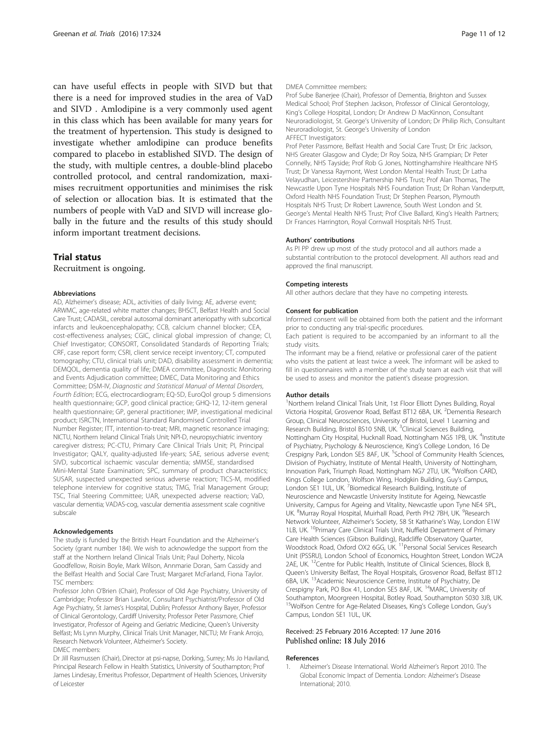can have useful effects in people with SIVD but that there is a need for improved studies in the area of VaD and SIVD . Amlodipine is a very commonly used agent in this class which has been available for many years for the treatment of hypertension. This study is designed to investigate whether amlodipine can produce benefits compared to placebo in established SIVD. The design of the study, with multiple centres, a double-blind placebo controlled protocol, and central randomization, maximises recruitment opportunities and minimises the risk of selection or allocation bias. It is estimated that the numbers of people with VaD and SIVD will increase globally in the future and the results of this study should inform important treatment decisions.

## Trial status

Recruitment is ongoing.

#### Abbreviations

AD, Alzheimer's disease; ADL, activities of daily living; AE, adverse event; ARWMC, age-related white matter changes; BHSCT, Belfast Health and Social Care Trust; CADASIL, cerebral autosomal dominant arteriopathy with subcortical infarcts and leukoencephalopathy; CCB, calcium channel blocker; CEA, cost-effectiveness analyses; CGIC, clinical global impression of change; CI, Chief Investigator; CONSORT, Consolidated Standards of Reporting Trials; CRF, case report form; CSRI, client service receipt inventory; CT, computed tomography; CTU, clinical trials unit; DAD, disability assessment in dementia; DEMQOL, dementia quality of life; DMEA committee, Diagnostic Monitoring and Events Adjudication committee; DMEC, Data Monitoring and Ethics Committee; DSM-IV, *Diagnostic and Statistical Manual of Mental Disorders, Fourth Edition*; ECG, electrocardiogram; EQ-5D, EuroQol group 5 dimensions health questionnaire; GCP, good clinical practice; GHQ-12, 12-item general health questionnaire; GP, general practitioner; IMP, investigational medicinal product; ISRCTN, International Standard Randomised Controlled Trial Number Register; ITT, intention-to-treat; MRI, magnetic resonance imaging; NICTU, Northern Ireland Clinical Trials Unit; NPI-D, neuropsychiatric inventory caregiver distress; PC-CTU, Primary Care Clinical Trials Unit; PI, Principal Investigator; QALY, quality-adjusted life-years; SAE, serious adverse event; SIVD, subcortical ischaemic vascular dementia; sMMSE, standardised Mini-Mental State Examination; SPC, summary of product characteristics; SUSAR, suspected unexpected serious adverse reaction; TICS-M, modified telephone interview for cognitive status; TMG, Trial Management Group; TSC, Trial Steering Committee; UAR, unexpected adverse reaction; VaD, vascular dementia; VADAS-cog, vascular dementia assessment scale cognitive subscale

#### Acknowledgements

The study is funded by the British Heart Foundation and the Alzheimer's Society (grant number 184). We wish to acknowledge the support from the staff at the Northern Ireland Clinical Trials Unit; Paul Doherty, Nicola Goodfellow, Roisin Boyle, Mark Wilson, Annmarie Doran, Sam Cassidy and the Belfast Health and Social Care Trust; Margaret McFarland, Fiona Taylor.

TSC members:

Professor John O'Brien (Chair), Professor of Old Age Psychiatry, University of Cambridge; Professor Brian Lawlor, Consultant Psychiatrist/Professor of Old Age Psychiatry, St James's Hospital, Dublin; Professor Anthony Bayer, Professor of Clinical Gerontology, Cardiff University; Professor Peter Passmore, Chief Investigator, Professor of Ageing and Geriatric Medicine, Queen's University Belfast; Ms Lynn Murphy, Clinical Trials Unit Manager, NICTU; Mr Frank Arrojo, Research Network Volunteer, Alzheimer's Society.

DMEC members:

Dr Jill Rasmussen (Chair), Director at psi-napse, Dorking, Surrey; Ms Jo Haviland, Principal Research Fellow in Health Statistics, University of Southampton; Prof James Lindesay, Emeritus Professor, Department of Health Sciences, University of Leicester

DMEA Committee members:

Prof Sube Banerjee (Chair), Professor of Dementia, Brighton and Sussex Medical School; Prof Stephen Jackson, Professor of Clinical Gerontology, King's College Hospital, London; Dr Andrew D MacKinnon, Consultant Neuroradiologist, St. George's University of London; Dr Philip Rich, Consultant Neuroradiologist, St. George's University of London

AFFECT Investigators:

Prof Peter Passmore, Belfast Health and Social Care Trust; Dr Eric Jackson, NHS Greater Glasgow and Clyde; Dr Roy Soiza, NHS Grampian; Dr Peter Connelly, NHS Tayside; Prof Rob G Jones, Nottinghamshire Healthcare NHS Trust; Dr Vanessa Raymont, West London Mental Health Trust; Dr Latha Velayudhan, Leicestershire Partnership NHS Trust; Prof Alan Thomas, The Newcastle Upon Tyne Hospitals NHS Foundation Trust; Dr Rohan Vanderputt, Oxford Health NHS Foundation Trust; Dr Stephen Pearson, Plymouth Hospitals NHS Trust; Dr Robert Lawrence, South West London and St. George's Mental Health NHS Trust; Prof Clive Ballard, King's Health Partners; Dr Frances Harrington, Royal Cornwall Hospitals NHS Trust.

#### Authors' contributions

As PI PP drew up most of the study protocol and all authors made a substantial contribution to the protocol development. All authors read and approved the final manuscript.

#### Competing interests

All other authors declare that they have no competing interests.

#### Consent for publication

Informed consent will be obtained from both the patient and the informant prior to conducting any trial-specific procedures.

Each patient is required to be accompanied by an informant to all the study visits.

The informant may be a friend, relative or professional carer of the patient who visits the patient at least twice a week. The informant will be asked to fill in questionnaires with a member of the study team at each visit that will be used to assess and monitor the patient's disease progression.

#### Author details

[1]Northern Ireland Clinical Trials Unit, 1st Floor Elliott Dynes Building, Royal Victoria Hospital, Grosvenor Road, Belfast BT12 6BA, UK. [2]Dementia Research Group, Clinical Neurosciences, University of Bristol, Level 1 Learning and Research Building, Bristol BS10 5NB, UK. [3]Clinical Sciences Building, Nottingham City Hospital, Hucknall Road, Nottingham NG5 1PB, UK. [4]Institute of Psychiatry, Psychology & Neuroscience, King's College London, 16 De Crespigny Park, London SE5 8AF, UK. [5]School of Community Health Sciences, Division of Psychiatry, Institute of Mental Health, University of Nottingham, Innovation Park, Triumph Road, Nottingham NG7 2TU, UK. [6]Wolfson CARD, Kings College London, Wolfson Wing, Hodgkin Building, Guy's Campus, London SE1 1UL, UK. [7]Biomedical Research Building, Institute of Neuroscience and Newcastle University Institute for Ageing, Newcastle University, Campus for Ageing and Vitality, Newcastle upon Tyne NE4 5PL, UK. [8]Murray Royal Hospital, Muirhall Road, Perth PH2 7BH, UK. [9]Research Network Volunteer, Alzheimer's Society, 58 St Katharine's Way, London E1W 1LB, UK. [10]Primary Care Clinical Trials Unit, Nuffield Department of Primary Care Health Sciences (Gibson Building), Radcliffe Observatory Quarter, Woodstock Road, Oxford OX2 6GG, UK. [11]Personal Social Services Research Unit (PSSRU), London School of Economics, Houghton Street, London WC2A 2AE, UK. [12]Centre for Public Health, Institute of Clinical Sciences, Block B, Queen's University Belfast, The Royal Hospitals, Grosvenor Road, Belfast BT12 6BA, UK. [13]Academic Neuroscience Centre, Institute of Psychiatry, De Crespigny Park, PO Box 41, London SE5 8AF, UK. [14]MARC, University of Southampton, Moorgreen Hospital, Botley Road, Southampton S030 3JB, UK. [15]Wolfson Centre for Age-Related Diseases, King's College London, Guy's Campus, London SE1 1UL, UK.

Received: 25 February 2016 Accepted: 17 June 2016
Published online: 18 July 2016

#### References

1. Alzheimer's Disease International. World Alzheimer's Report 2010. The Global Economic Impact of Dementia. London: Alzheimer's Disease International; 2010.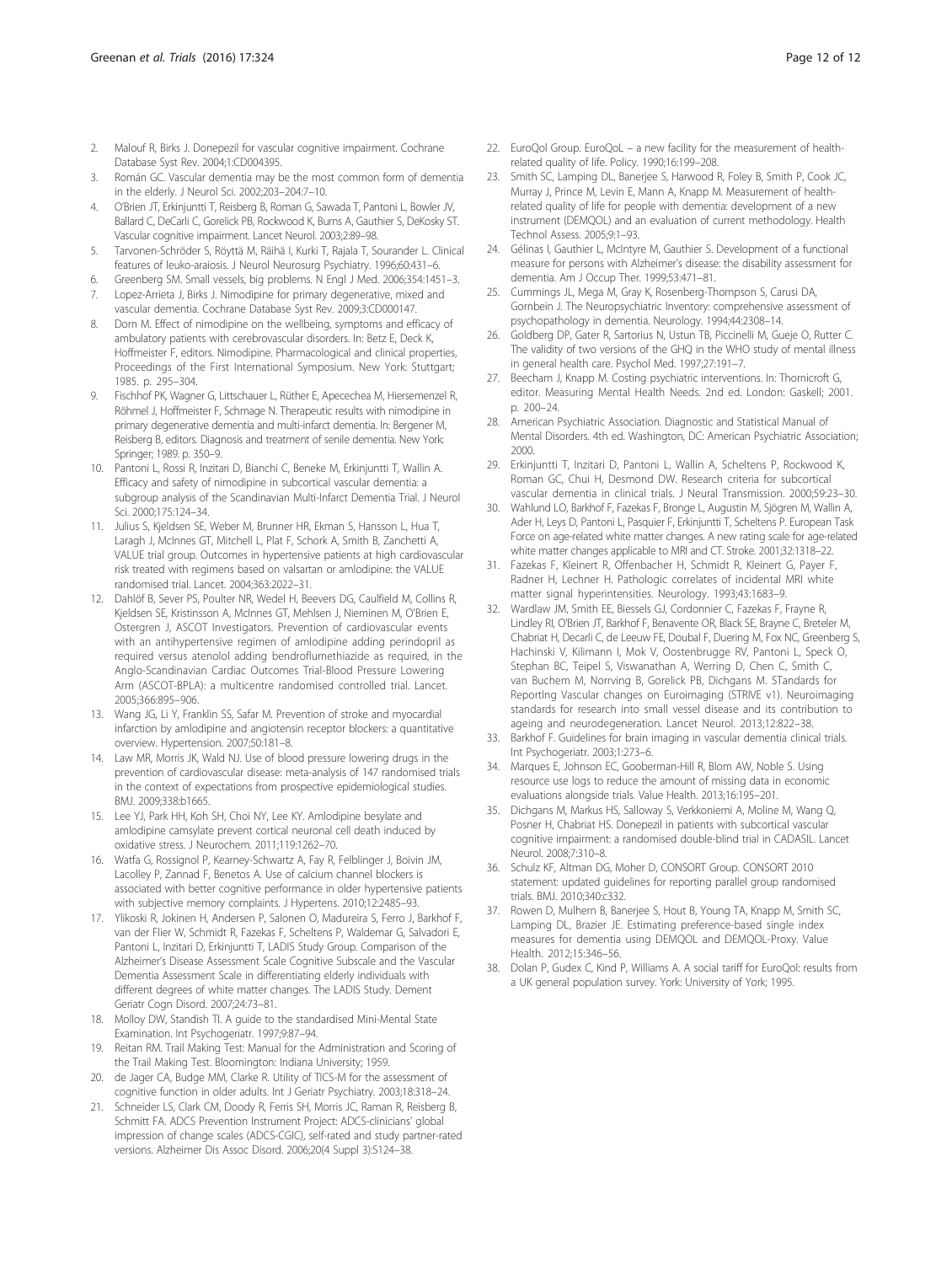2. Malouf R, Birks J. Donepezil for vascular cognitive impairment. Cochrane Database Syst Rev. 2004;1:CD004395.
3. Román GC. Vascular dementia may be the most common form of dementia in the elderly. J Neurol Sci. 2002;203–204:7–10.
4. O'Brien JT, Erkinjuntti T, Reisberg B, Roman G, Sawada T, Pantoni L, Bowler JV, Ballard C, DeCarli C, Gorelick PB, Rockwood K, Burns A, Gauthier S, DeKosky ST. Vascular cognitive impairment. Lancet Neurol. 2003;2:89–98.
5. Tarvonen-Schröder S, Röyttä M, Räihä I, Kurki T, Rajala T, Sourander L. Clinical features of leuko-araiosis. J Neurol Neurosurg Psychiatry. 1996;60:431–6.
6. Greenberg SM. Small vessels, big problems. N Engl J Med. 2006;354:1451–3.
7. Lopez-Arrieta J, Birks J. Nimodipine for primary degenerative, mixed and vascular dementia. Cochrane Database Syst Rev. 2009;3:CD000147.
8. Dorn M. Effect of nimodipine on the wellbeing, symptoms and efficacy of ambulatory patients with cerebrovascular disorders. In: Betz E, Deck K, Hoffmeister F, editors. Nimodipine. Pharmacological and clinical properties, Proceedings of the First International Symposium. New York: Stuttgart; 1985. p. 295–304.
9. Fischhof PK, Wagner G, Littschauer L, Rüther E, Apecechea M, Hiersemenzel R, Röhmel J, Hoffmeister F, Schmage N. Therapeutic results with nimodipine in primary degenerative dementia and multi-infarct dementia. In: Bergener M, Reisberg B, editors. Diagnosis and treatment of senile dementia. New York: Springer; 1989. p. 350–9.
10. Pantoni L, Rossi R, Inzitari D, Bianchi C, Beneke M, Erkinjuntti T, Wallin A. Efficacy and safety of nimodipine in subcortical vascular dementia: a subgroup analysis of the Scandinavian Multi-Infarct Dementia Trial. J Neurol Sci. 2000;175:124–34.
11. Julius S, Kjeldsen SE, Weber M, Brunner HR, Ekman S, Hansson L, Hua T, Laragh J, McInnes GT, Mitchell L, Plat F, Schork A, Smith B, Zanchetti A, VALUE trial group. Outcomes in hypertensive patients at high cardiovascular risk treated with regimens based on valsartan or amlodipine: the VALUE randomised trial. Lancet. 2004;363:2022–31.
12. Dahlöf B, Sever PS, Poulter NR, Wedel H, Beevers DG, Caulfield M, Collins R, Kjeldsen SE, Kristinsson A, McInnes GT, Mehlsen J, Nieminen M, O'Brien E, Ostergren J, ASCOT Investigators. Prevention of cardiovascular events with an antihypertensive regimen of amlodipine adding perindopril as required versus atenolol adding bendroflumethiazide as required, in the Anglo-Scandinavian Cardiac Outcomes Trial-Blood Pressure Lowering Arm (ASCOT-BPLA): a multicentre randomised controlled trial. Lancet. 2005;366:895–906.
13. Wang JG, Li Y, Franklin SS, Safar M. Prevention of stroke and myocardial infarction by amlodipine and angiotensin receptor blockers: a quantitative overview. Hypertension. 2007;50:181–8.
14. Law MR, Morris JK, Wald NJ. Use of blood pressure lowering drugs in the prevention of cardiovascular disease: meta-analysis of 147 randomised trials in the context of expectations from prospective epidemiological studies. BMJ. 2009;338:b1665.
15. Lee YJ, Park HH, Koh SH, Choi NY, Lee KY. Amlodipine besylate and amlodipine camsylate prevent cortical neuronal cell death induced by oxidative stress. J Neurochem. 2011;119:1262–70.
16. Watfa G, Rossignol P, Kearney-Schwartz A, Fay R, Felblinger J, Boivin JM, Lacolley P, Zannad F, Benetos A. Use of calcium channel blockers is associated with better cognitive performance in older hypertensive patients with subjective memory complaints. J Hypertens. 2010;12:2485–93.
17. Ylikoski R, Jokinen H, Andersen P, Salonen O, Madureira S, Ferro J, Barkhof F, van der Flier W, Schmidt R, Fazekas F, Scheltens P, Waldemar G, Salvadori E, Pantoni L, Inzitari D, Erkinjuntti T, LADIS Study Group. Comparison of the Alzheimer's Disease Assessment Scale Cognitive Subscale and the Vascular Dementia Assessment Scale in differentiating elderly individuals with different degrees of white matter changes. The LADIS Study. Dement Geriatr Cogn Disord. 2007;24:73–81.
18. Molloy DW, Standish TI. A guide to the standardised Mini-Mental State Examination. Int Psychogeriatr. 1997;9:87–94.
19. Reitan RM. Trail Making Test: Manual for the Administration and Scoring of the Trail Making Test. Bloomington: Indiana University; 1959.
20. de Jager CA, Budge MM, Clarke R. Utility of TICS-M for the assessment of cognitive function in older adults. Int J Geriatr Psychiatry. 2003;18:318–24.
21. Schneider LS, Clark CM, Doody R, Ferris SH, Morris JC, Raman R, Reisberg B, Schmitt FA. ADCS Prevention Instrument Project: ADCS-clinicians' global impression of change scales (ADCS-CGIC), self-rated and study partner-rated versions. Alzheimer Dis Assoc Disord. 2006;20(4 Suppl 3):S124–38.
22. EuroQol Group. EuroQoL – a new facility for the measurement of health-related quality of life. Policy. 1990;16:199–208.
23. Smith SC, Lamping DL, Banerjee S, Harwood R, Foley B, Smith P, Cook JC, Murray J, Prince M, Levin E, Mann A, Knapp M. Measurement of health-related quality of life for people with dementia: development of a new instrument (DEMQOL) and an evaluation of current methodology. Health Technol Assess. 2005;9:1–93.
24. Gélinas I, Gauthier L, McIntyre M, Gauthier S. Development of a functional measure for persons with Alzheimer's disease: the disability assessment for dementia. Am J Occup Ther. 1999;53:471–81.
25. Cummings JL, Mega M, Gray K, Rosenberg-Thompson S, Carusi DA, Gornbein J. The Neuropsychiatric Inventory: comprehensive assessment of psychopathology in dementia. Neurology. 1994;44:2308–14.
26. Goldberg DP, Gater R, Sartorius N, Ustun TB, Piccinelli M, Gueje O, Rutter C. The validity of two versions of the GHQ in the WHO study of mental illness in general health care. Psychol Med. 1997;27:191–7.
27. Beecham J, Knapp M. Costing psychiatric interventions. In: Thornicroft G, editor. Measuring Mental Health Needs. 2nd ed. London: Gaskell; 2001. p. 200–24.
28. American Psychiatric Association. Diagnostic and Statistical Manual of Mental Disorders. 4th ed. Washington, DC: American Psychiatric Association; 2000.
29. Erkinjuntti T, Inzitari D, Pantoni L, Wallin A, Scheltens P, Rockwood K, Roman GC, Chui H, Desmond DW. Research criteria for subcortical vascular dementia in clinical trials. J Neural Transmission. 2000;59:23–30.
30. Wahlund LO, Barkhof F, Fazekas F, Bronge L, Augustin M, Sjögren M, Wallin A, Ader H, Leys D, Pantoni L, Pasquier F, Erkinjuntti T, Scheltens P. European Task Force on age-related white matter changes. A new rating scale for age-related white matter changes applicable to MRI and CT. Stroke. 2001;32:1318–22.
31. Fazekas F, Kleinert R, Offenbacher H, Schmidt R, Kleinert G, Payer F, Radner H, Lechner H. Pathologic correlates of incidental MRI white matter signal hyperintensities. Neurology. 1993;43:1683–9.
32. Wardlaw JM, Smith EE, Biessels GJ, Cordonnier C, Fazekas F, Frayne R, Lindley RI, O'Brien JT, Barkhof F, Benavente OR, Black SE, Brayne C, Breteler M, Chabriat H, Decarli C, de Leeuw FE, Doubal F, Duering M, Fox NC, Greenberg S, Hachinski V, Kilimann I, Mok V, Oostenbrugge RV, Pantoni L, Speck O, Stephan BC, Teipel S, Viswanathan A, Werring D, Chen C, Smith C, van Buchem M, Norrving B, Gorelick PB, Dichgans M. STandards for ReportIng Vascular changes on nEuroimaging (STRIVE v1). Neuroimaging standards for research into small vessel disease and its contribution to ageing and neurodegeneration. Lancet Neurol. 2013;12:822–38.
33. Barkhof F. Guidelines for brain imaging in vascular dementia clinical trials. Int Psychogeriatr. 2003;1:273–6.
34. Marques E, Johnson EC, Gooberman-Hill R, Blom AW, Noble S. Using resource use logs to reduce the amount of missing data in economic evaluations alongside trials. Value Health. 2013;16:195–201.
35. Dichgans M, Markus HS, Salloway S, Verkkoniemi A, Moline M, Wang Q, Posner H, Chabriat HS. Donepezil in patients with subcortical vascular cognitive impairment: a randomised double-blind trial in CADASIL. Lancet Neurol. 2008;7:310–8.
36. Schulz KF, Altman DG, Moher D, CONSORT Group. CONSORT 2010 statement: updated guidelines for reporting parallel group randomised trials. BMJ. 2010;340:c332.
37. Rowen D, Mulhern B, Banerjee S, Hout B, Young TA, Knapp M, Smith SC, Lamping DL, Brazier JE. Estimating preference-based single index measures for dementia using DEMQOL and DEMQOL-Proxy. Value Health. 2012;15:346–56.
38. Dolan P, Gudex C, Kind P, Williams A. A social tariff for EuroQol: results from a UK general population survey. York: University of York; 1995.